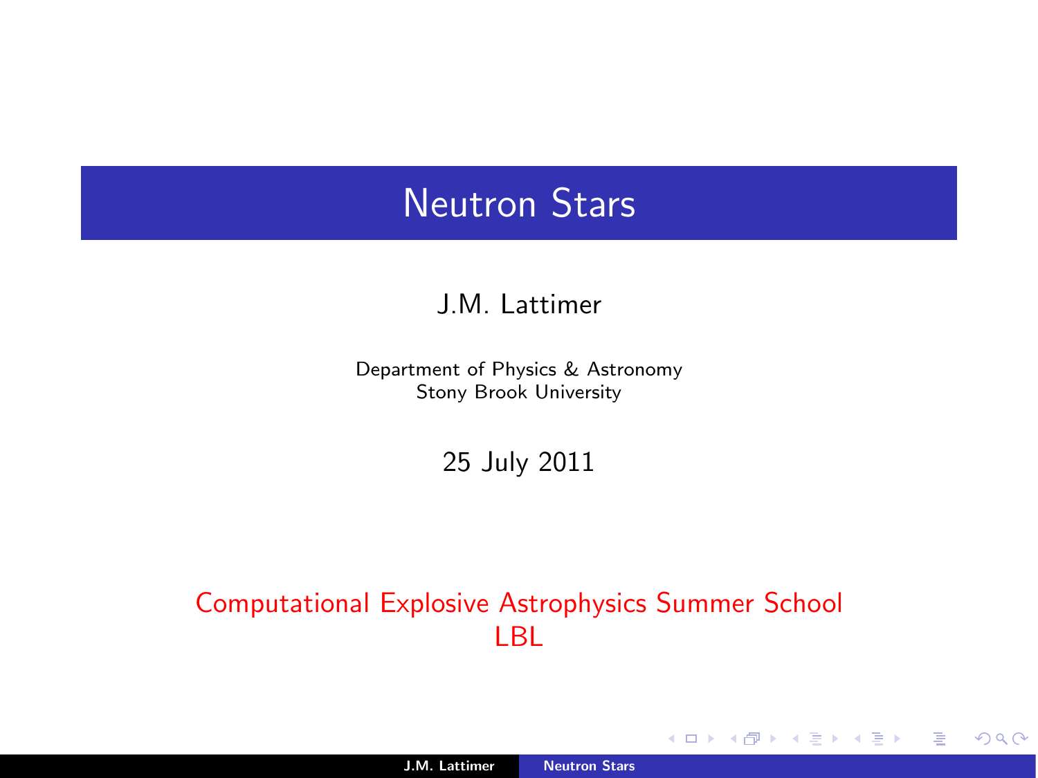# Neutron Stars

J.M. Lattimer

Department of Physics & Astronomy
Stony Brook University

25 July 2011

Computational Explosive Astrophysics Summer School
LBL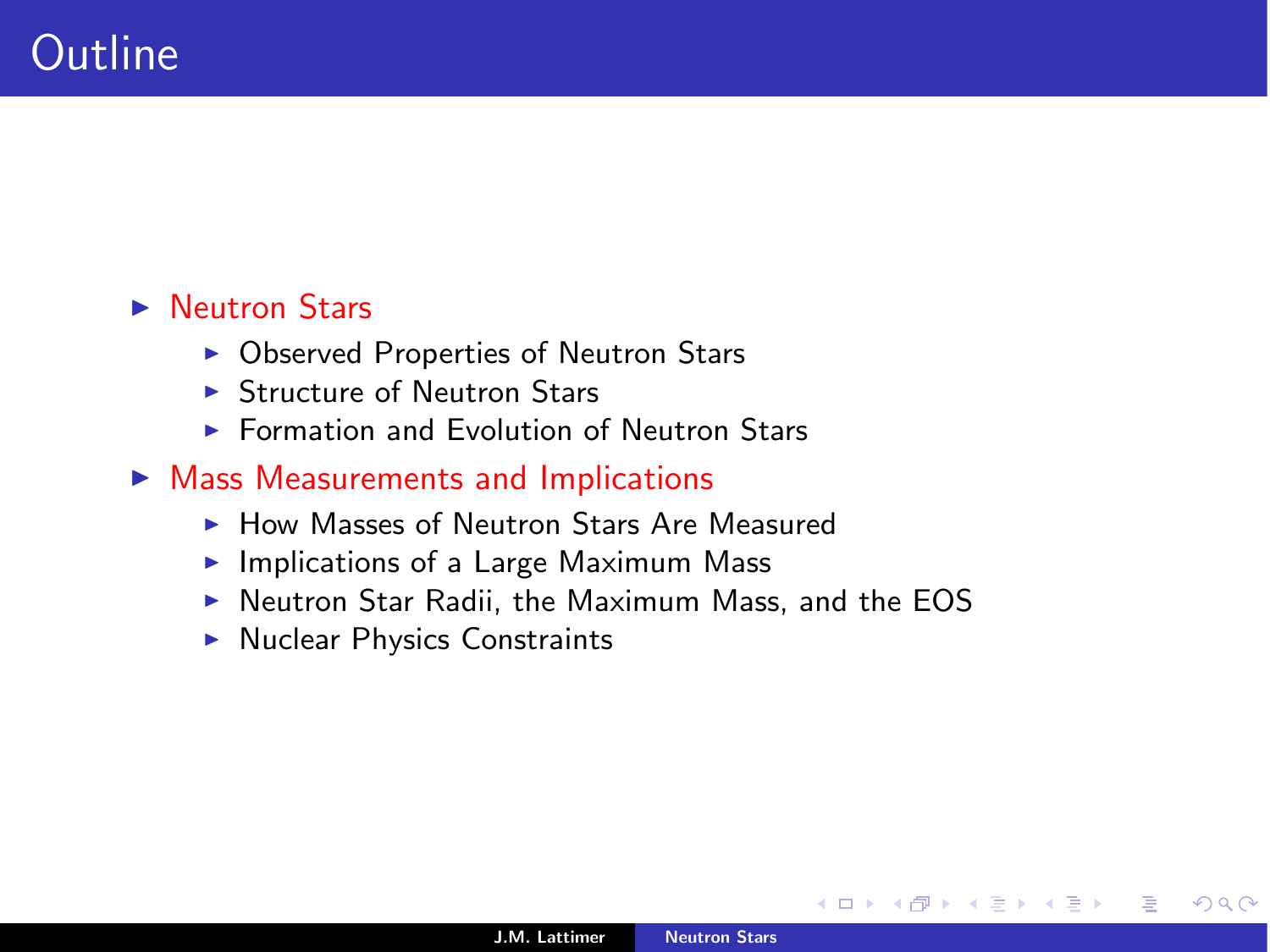# Outline

- Neutron Stars
  - Observed Properties of Neutron Stars
  - Structure of Neutron Stars
  - Formation and Evolution of Neutron Stars
- Mass Measurements and Implications
  - How Masses of Neutron Stars Are Measured
  - Implications of a Large Maximum Mass
  - Neutron Star Radii, the Maximum Mass, and the EOS
  - Nuclear Physics Constraints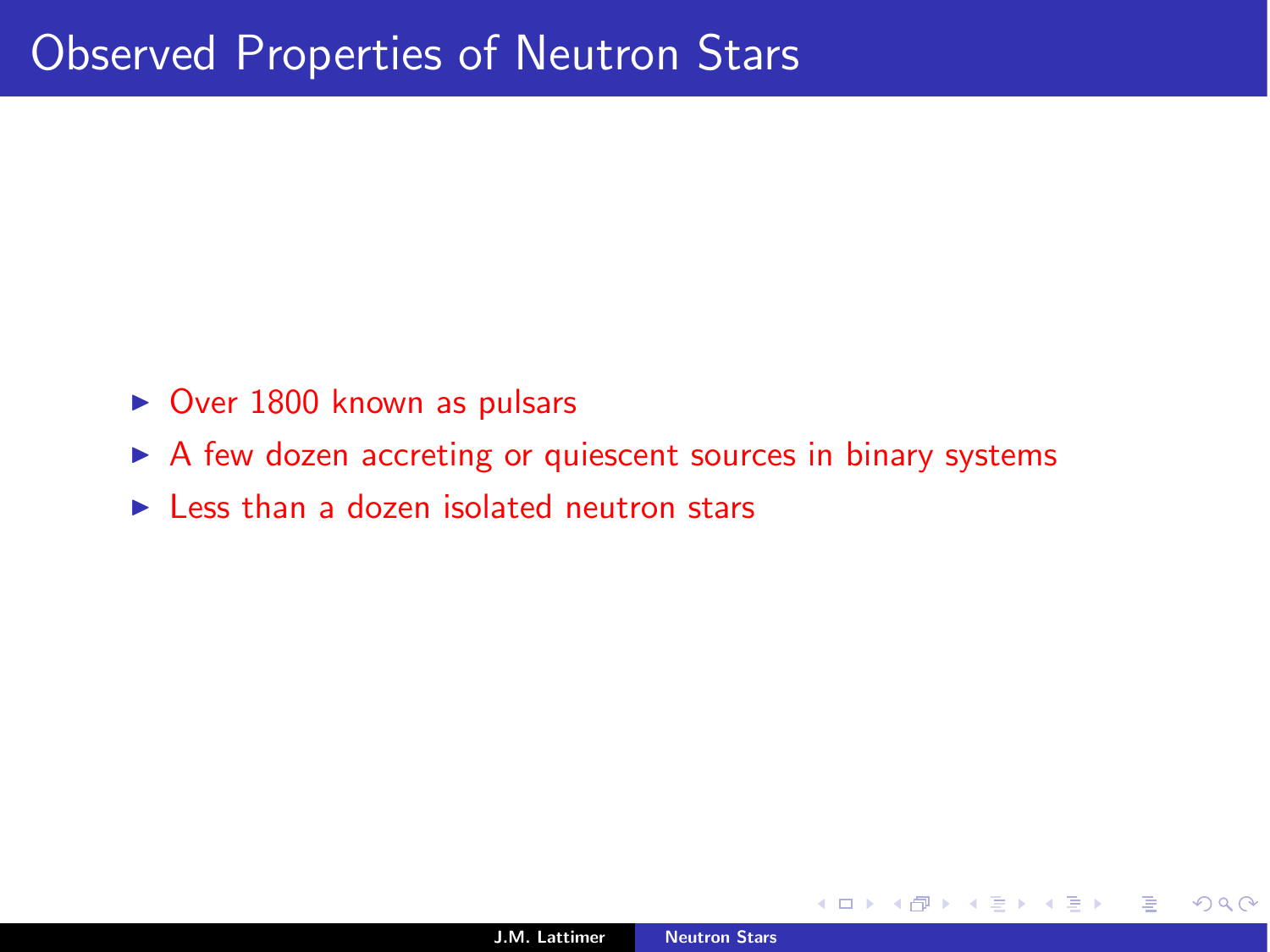# Observed Properties of Neutron Stars

- Over 1800 known as pulsars
- A few dozen accreting or quiescent sources in binary systems
- Less than a dozen isolated neutron stars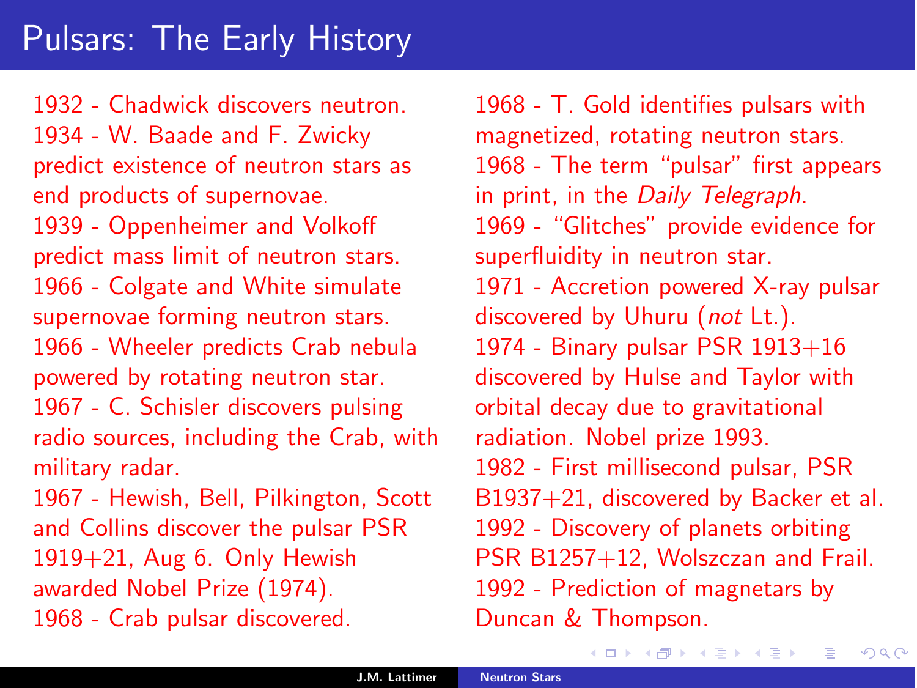# Pulsars: The Early History

1932 - Chadwick discovers neutron.
1934 - W. Baade and F. Zwicky predict existence of neutron stars as end products of supernovae.
1939 - Oppenheimer and Volkoff predict mass limit of neutron stars.
1966 - Colgate and White simulate supernovae forming neutron stars.
1966 - Wheeler predicts Crab nebula powered by rotating neutron star.
1967 - C. Schisler discovers pulsing radio sources, including the Crab, with military radar.
1967 - Hewish, Bell, Pilkington, Scott and Collins discover the pulsar PSR 1919+21, Aug 6. Only Hewish awarded Nobel Prize (1974).
1968 - Crab pulsar discovered.
1968 - T. Gold identifies pulsars with magnetized, rotating neutron stars.
1968 - The term "pulsar" first appears in print, in the *Daily Telegraph*.
1969 - "Glitches" provide evidence for superfluidity in neutron star.
1971 - Accretion powered X-ray pulsar discovered by Uhuru (*not* Lt.).
1974 - Binary pulsar PSR 1913+16 discovered by Hulse and Taylor with orbital decay due to gravitational radiation. Nobel prize 1993.
1982 - First millisecond pulsar, PSR B1937+21, discovered by Backer et al.
1992 - Discovery of planets orbiting PSR B1257+12, Wolszczan and Frail.
1992 - Prediction of magnetars by Duncan & Thompson.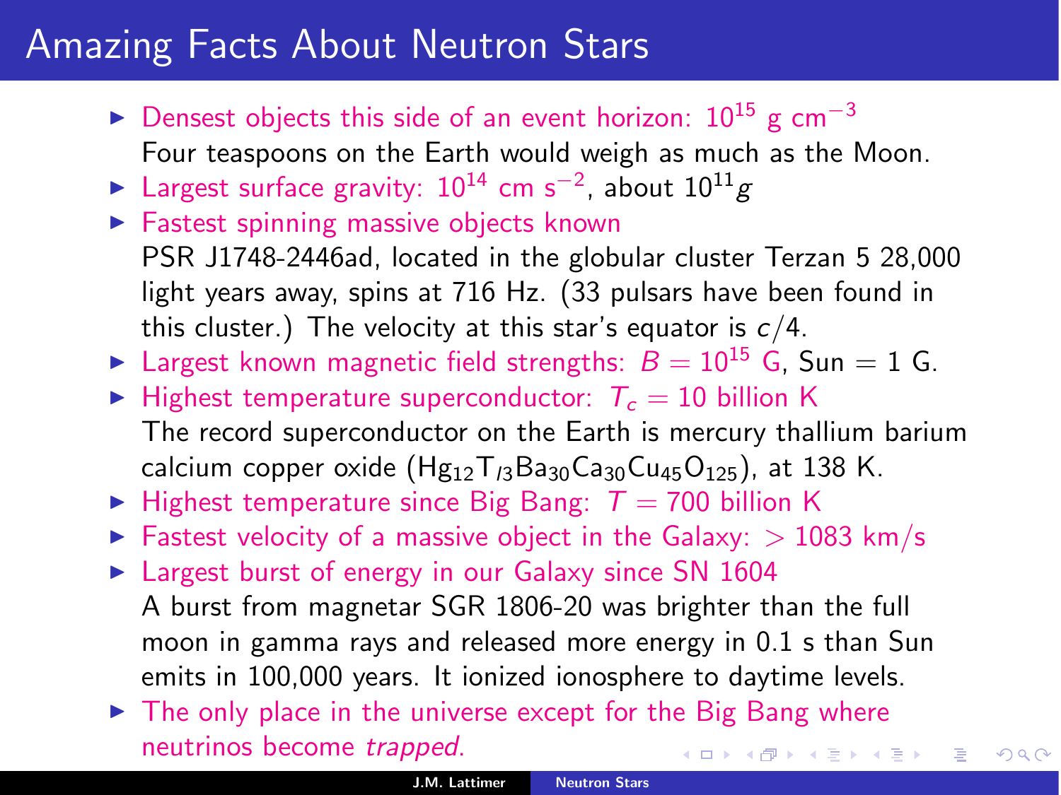# Amazing Facts About Neutron Stars

- Densest objects this side of an event horizon: $10^{15}$ g cm$^{-3}$
  Four teaspoons on the Earth would weigh as much as the Moon.
- Largest surface gravity: $10^{14}$ cm s$^{-2}$, about $10^{11} g$
- Fastest spinning massive objects known
  PSR J1748-2446ad, located in the globular cluster Terzan 5 28,000 light years away, spins at 716 Hz. (33 pulsars have been found in this cluster.) The velocity at this star's equator is $c/4$.
- Largest known magnetic field strengths: $B = 10^{15}$ G, Sun = 1 G.
- Highest temperature superconductor: $T_c = 10$ billion K
  The record superconductor on the Earth is mercury thallium barium calcium copper oxide ($Hg_{12}T_{l3}Ba_{30}Ca_{30}Cu_{45}O_{125}$), at 138 K.
- Highest temperature since Big Bang: $T = 700$ billion K
- Fastest velocity of a massive object in the Galaxy: $> 1083$ km/s
- Largest burst of energy in our Galaxy since SN 1604
  A burst from magnetar SGR 1806-20 was brighter than the full moon in gamma rays and released more energy in 0.1 s than Sun emits in 100,000 years. It ionized ionosphere to daytime levels.
- The only place in the universe except for the Big Bang where neutrinos become *trapped*.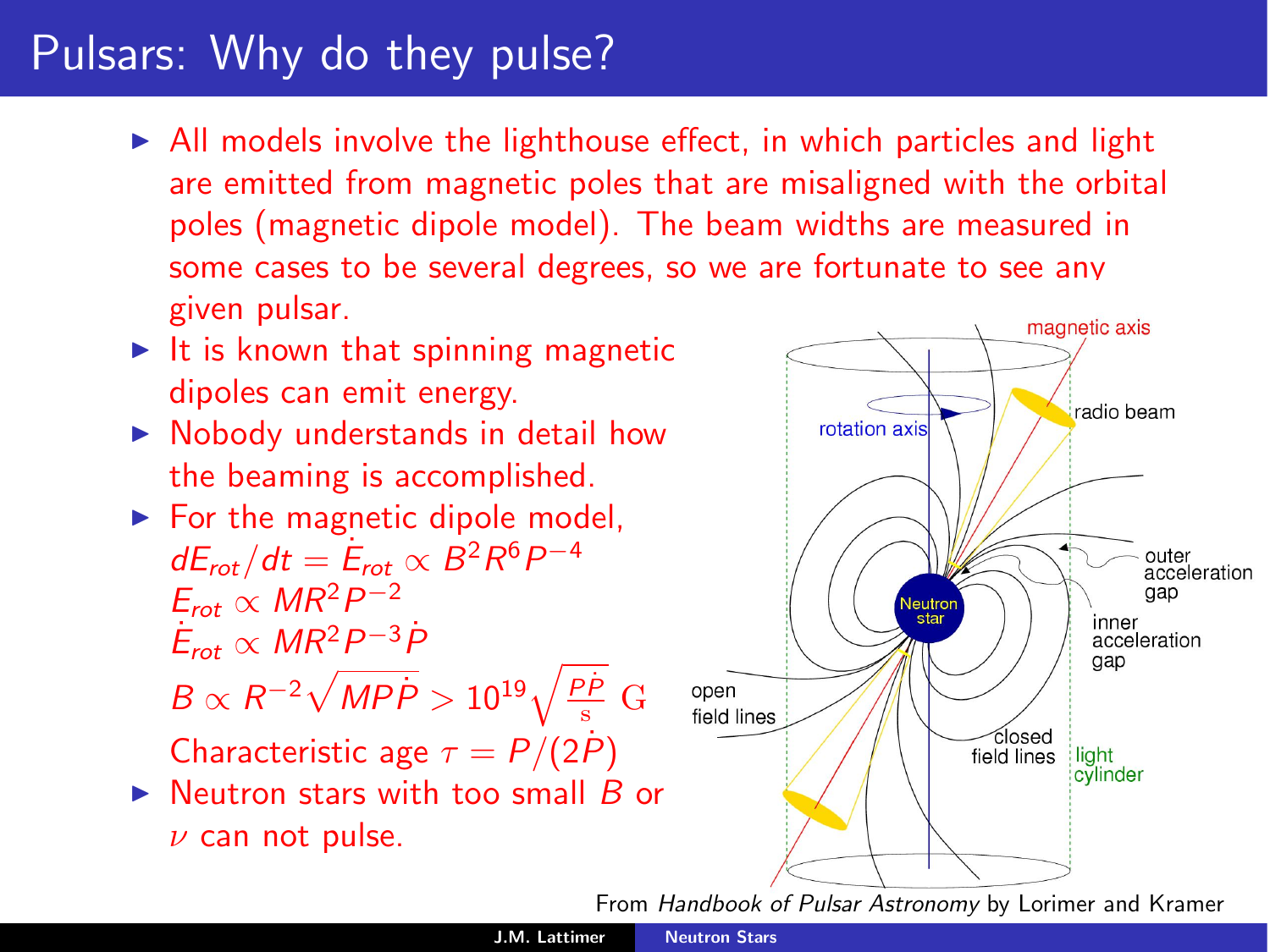# Pulsars: Why do they pulse?

- All models involve the lighthouse effect, in which particles and light are emitted from magnetic poles that are misaligned with the orbital poles (magnetic dipole model). The beam widths are measured in some cases to be several degrees, so we are fortunate to see any given pulsar.
- It is known that spinning magnetic dipoles can emit energy.
- Nobody understands in detail how the beaming is accomplished.
- For the magnetic dipole model,
  $dE_{rot}/dt = \dot{E}_{rot} \propto B^2 R^6 P^{-4}$
  $E_{rot} \propto MR^2 P^{-2}$
  $\dot{E}_{rot} \propto MR^2 P^{-3} \dot{P}$
  $B \propto R^{-2}\sqrt{MP\dot{P}} > 10^{19}\sqrt{\frac{P\dot{P}}{\mathrm{s}}}$ G
  Characteristic age $\tau = P/(2\dot{P})$
- Neutron stars with too small $B$ or $\nu$ can not pulse.

From *Handbook of Pulsar Astronomy* by Lorimer and Kramer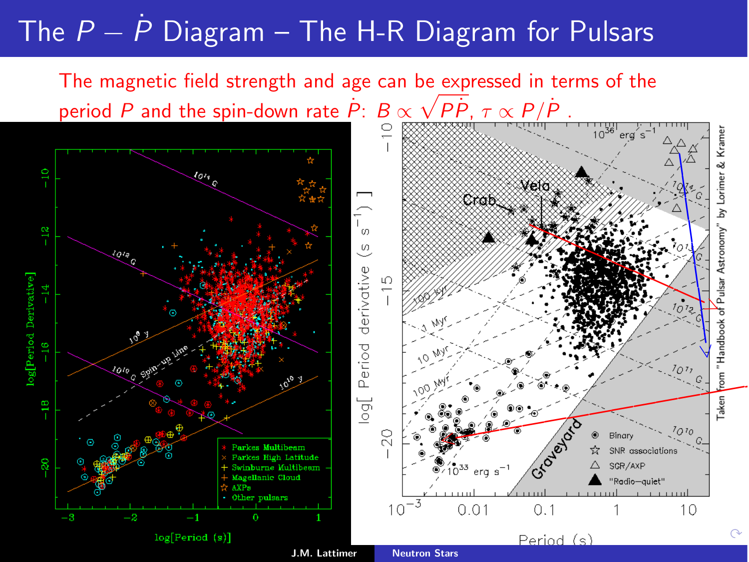# The $P - \dot{P}$ Diagram – The H-R Diagram for Pulsars

The magnetic field strength and age can be expressed in terms of the period $P$ and the spin-down rate $\dot{P}$: $B \propto \sqrt{P\dot{P}}$, $\tau \propto P/\dot{P}$ .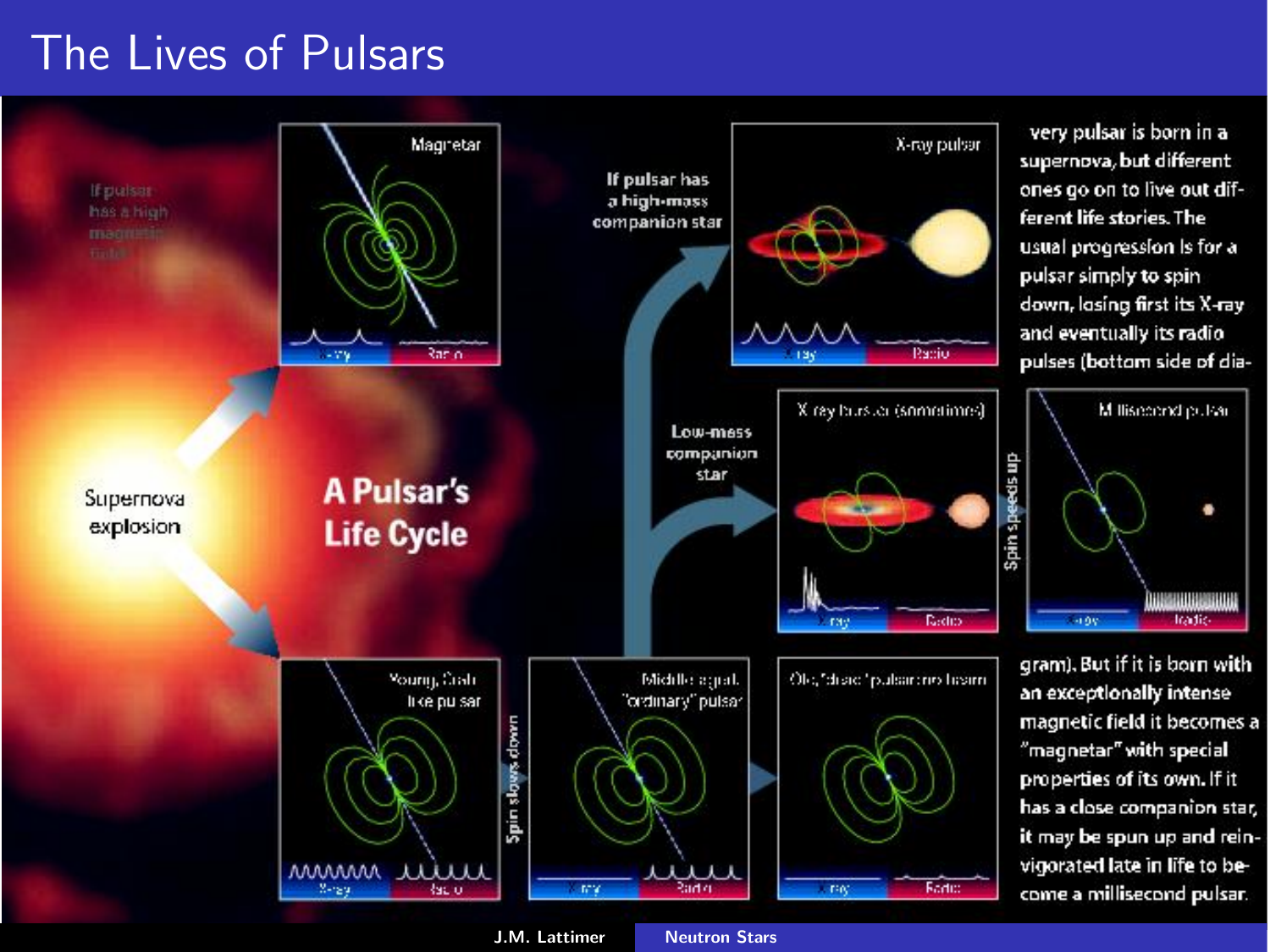# The Lives of Pulsars

very pulsar is born in a supernova, but different ones go on to live out different life stories. The usual progression is for a pulsar simply to spin down, losing first its X-ray and eventually its radio pulses (bottom side of diagram). But if it is born with an exceptionally intense magnetic field it becomes a "magnetar" with special properties of its own. If it has a close companion star, it may be spun up and reinvigorated late in life to become a millisecond pulsar.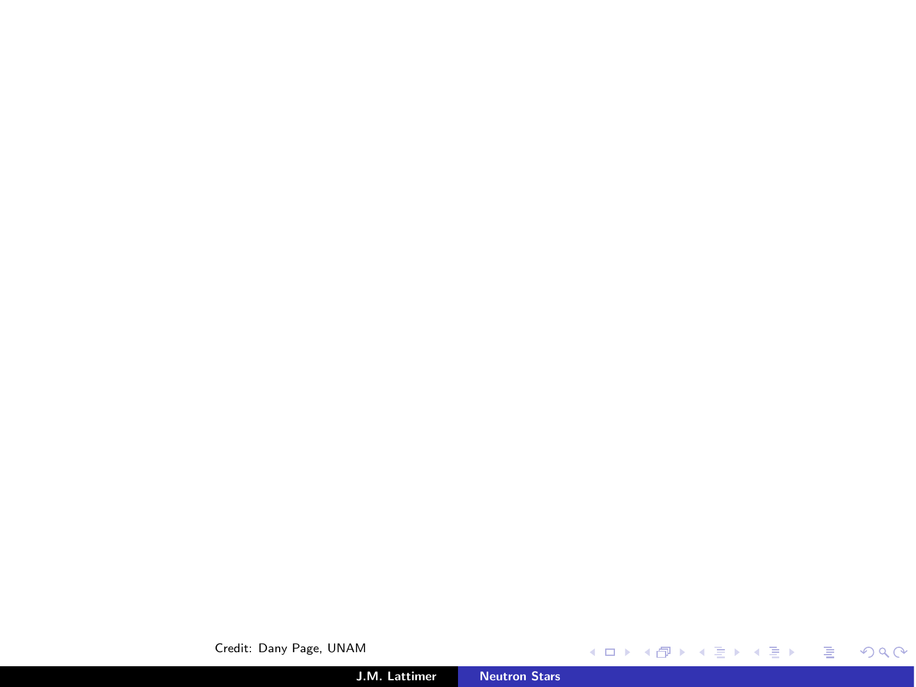Credit: Dany Page, UNAM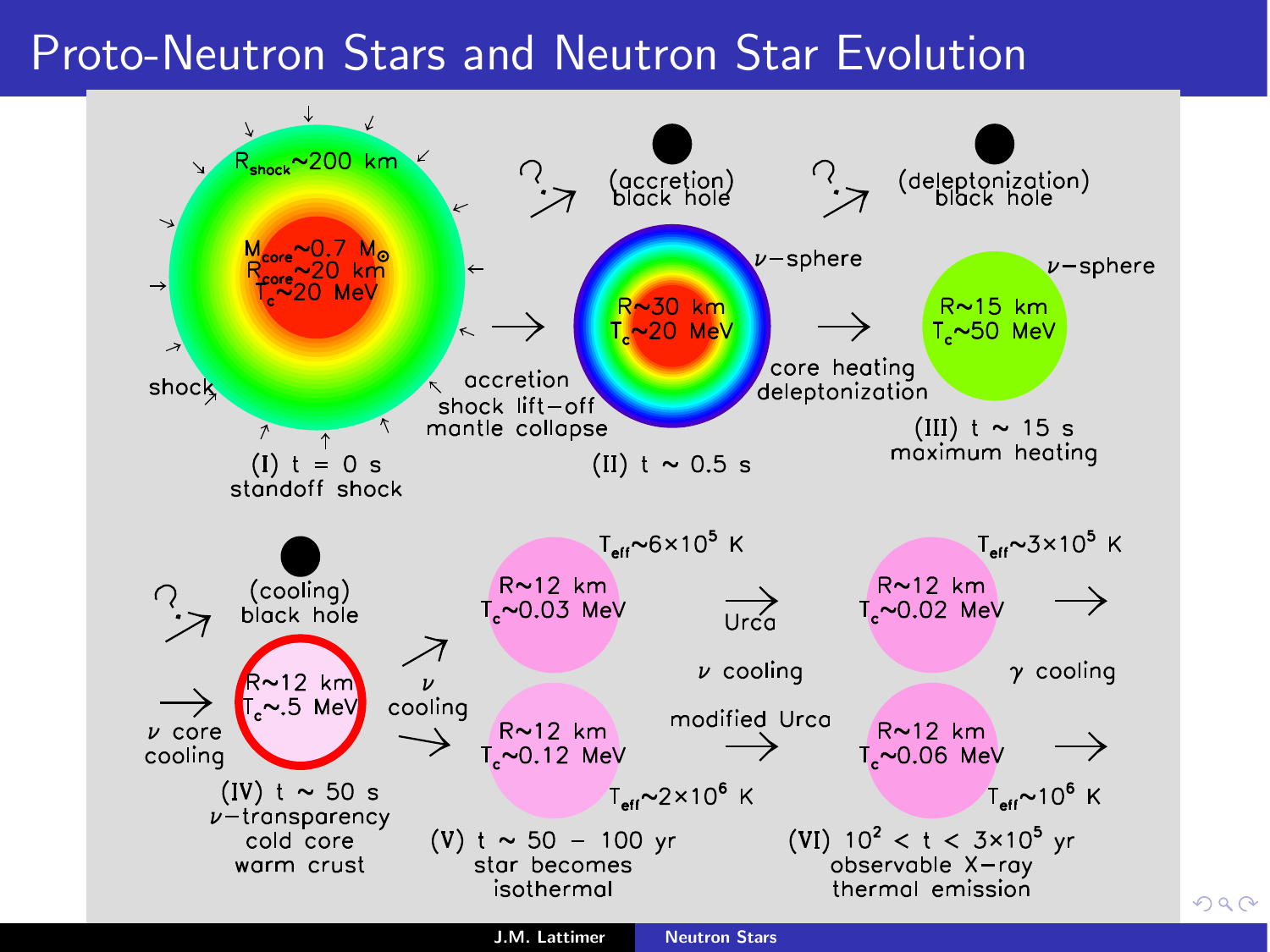# Proto-Neutron Stars and Neutron Star Evolution

$R_{shock}$~200 km

$M_{core}$~0.7 $M_\odot$
$R_{core}$~20 km
$T_c$~20 MeV

shock

(I) t = 0 s
standoff shock

accretion
shock lift−off
mantle collapse

?

(accretion)
black hole

$\nu$−sphere

R~30 km
$T_c$~20 MeV

(II) t ~ 0.5 s

core heating
deleptonization

?

(deleptonization)
black hole

$\nu$−sphere

R~15 km
$T_c$~50 MeV

(III) t ~ 15 s
maximum heating

?

(cooling)
black hole

$\nu$ core
cooling

R~12 km
$T_c$~.5 MeV

(IV) t ~ 50 s
$\nu$−transparency
cold core
warm crust

$\nu$
cooling

$T_{eff}$~6×10$^5$ K

R~12 km
$T_c$~0.03 MeV

Urca

$\nu$ cooling

modified Urca

R~12 km
$T_c$~0.12 MeV

$T_{eff}$~2×10$^6$ K

(V) t ~ 50 − 100 yr
star becomes
isothermal

$T_{eff}$~3×10$^5$ K

R~12 km
$T_c$~0.02 MeV

$\gamma$ cooling

R~12 km
$T_c$~0.06 MeV

$T_{eff}$~10$^6$ K

(VI) 10$^2$ < t < 3×10$^5$ yr
observable X−ray
thermal emission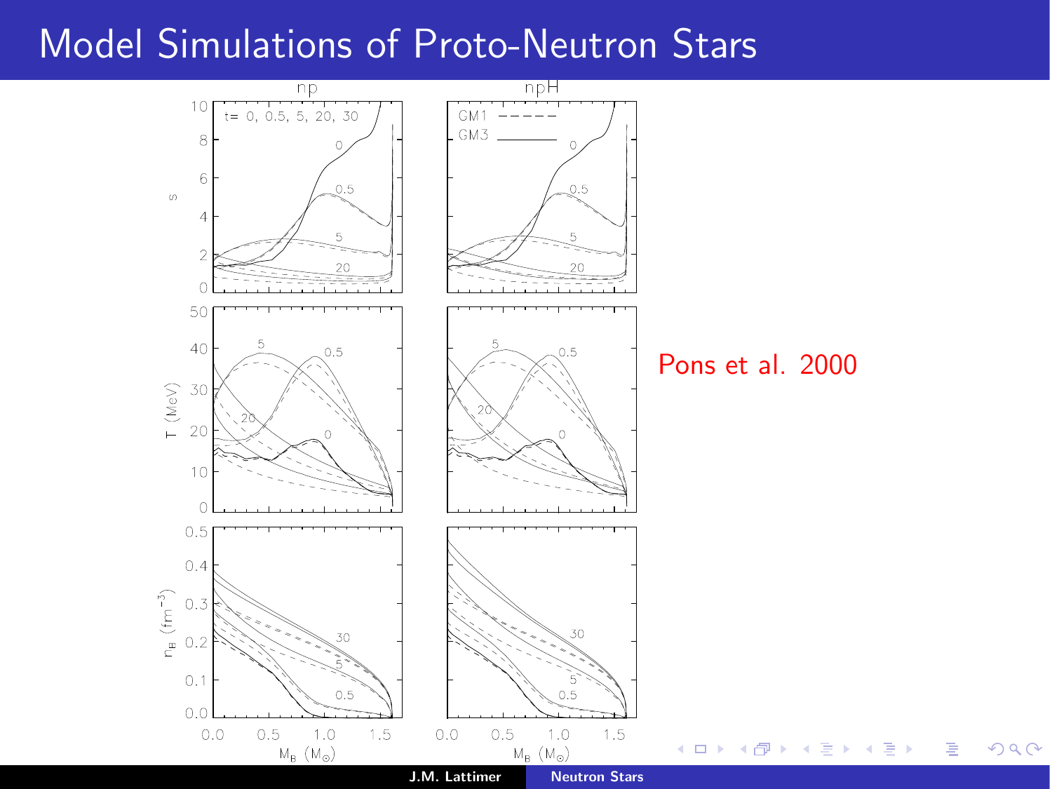# Model Simulations of Proto-Neutron Stars

Pons et al. 2000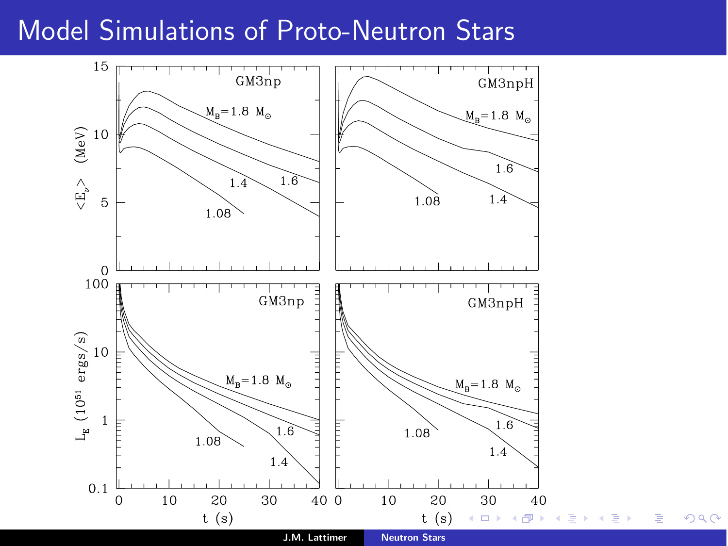# Model Simulations of Proto-Neutron Stars

GM3np

GM3npH

$\langle E_\nu \rangle$ (MeV)

$L_E$ ($10^{51}$ ergs/s)

$M_B = 1.8\ M_\odot$

1.6

1.4

1.08

t (s)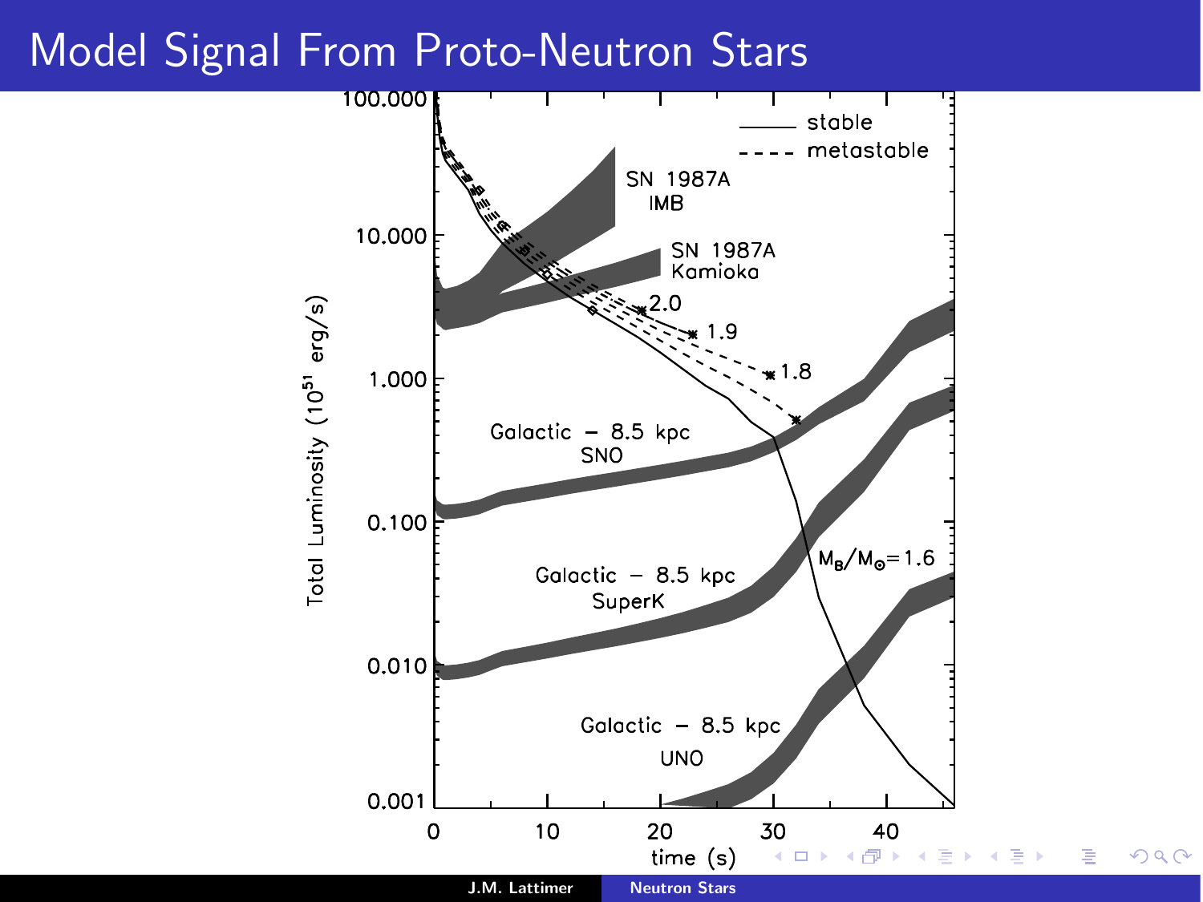# Model Signal From Proto-Neutron Stars

| time (s) |
|---|

Total Luminosity ($10^{51}$ erg/s)

- stable
- metastable

SN 1987A IMB

SN 1987A Kamioka

Galactic – 8.5 kpc SNO

Galactic – 8.5 kpc SuperK

Galactic – 8.5 kpc UNO

$M_B/M_\odot = 1.6$

2.0

1.9

1.8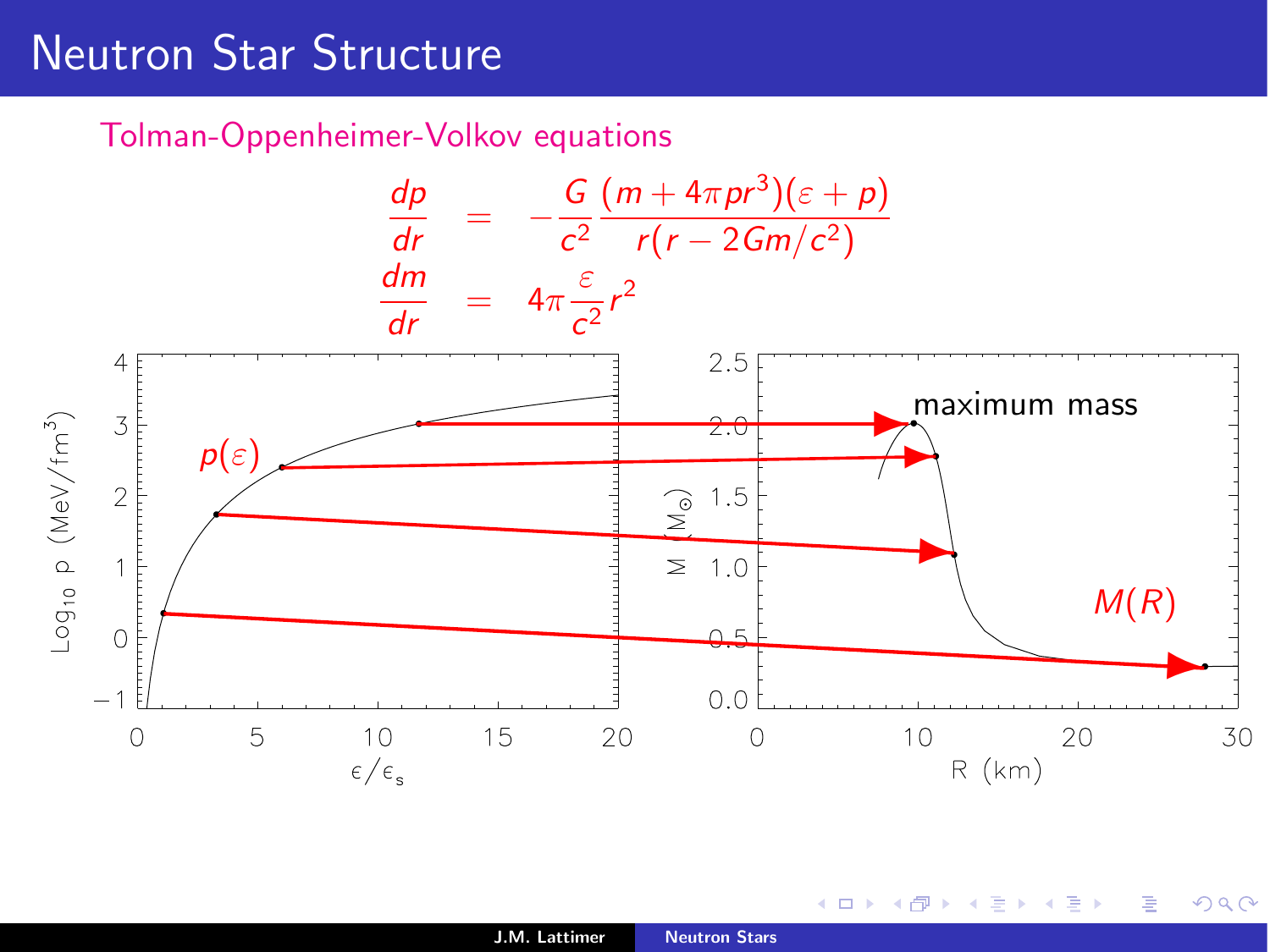# Neutron Star Structure

Tolman-Oppenheimer-Volkov equations

$$
\begin{aligned}
\frac{dp}{dr} &= -\frac{G}{c^2}\frac{(m+4\pi p r^3)(\varepsilon+p)}{r(r-2Gm/c^2)} \\
\frac{dm}{dr} &= 4\pi\frac{\varepsilon}{c^2}r^2
\end{aligned}
$$

$p(\varepsilon)$

$\mathrm{Log}_{10}\, p\ (\mathrm{MeV/fm^3})$

$\epsilon/\epsilon_s$

maximum mass

$M(R)$

$M\ (M_\odot)$

R (km)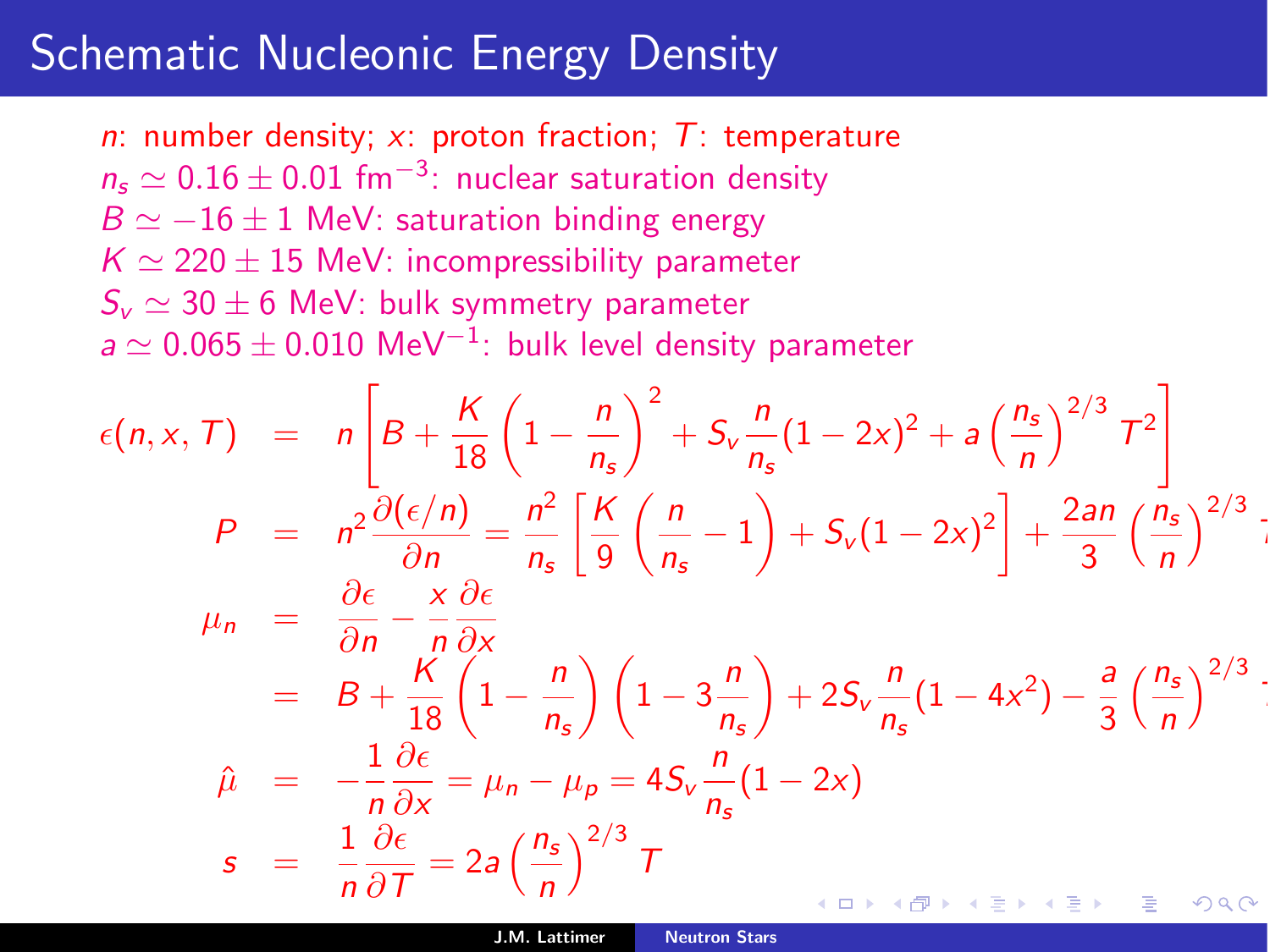# Schematic Nucleonic Energy Density

$n$: number density; $x$: proton fraction; $T$: temperature
$n_s \simeq 0.16 \pm 0.01$ fm$^{-3}$: nuclear saturation density
$B \simeq -16 \pm 1$ MeV: saturation binding energy
$K \simeq 220 \pm 15$ MeV: incompressibility parameter
$S_v \simeq 30 \pm 6$ MeV: bulk symmetry parameter
$a \simeq 0.065 \pm 0.010$ MeV$^{-1}$: bulk level density parameter

$$
\begin{aligned}
\epsilon(n, x, T) &= n\left[B + \frac{K}{18}\left(1 - \frac{n}{n_s}\right)^2 + S_v \frac{n}{n_s}(1-2x)^2 + a\left(\frac{n_s}{n}\right)^{2/3} T^2\right] \\
P &= n^2 \frac{\partial(\epsilon/n)}{\partial n} = \frac{n^2}{n_s}\left[\frac{K}{9}\left(\frac{n}{n_s} - 1\right) + S_v(1-2x)^2\right] + \frac{2an}{3}\left(\frac{n_s}{n}\right)^{2/3} T \\
\mu_n &= \frac{\partial \epsilon}{\partial n} - \frac{x}{n}\frac{\partial \epsilon}{\partial x} \\
&= B + \frac{K}{18}\left(1 - \frac{n}{n_s}\right)\left(1 - 3\frac{n}{n_s}\right) + 2S_v \frac{n}{n_s}(1 - 4x^2) - \frac{a}{3}\left(\frac{n_s}{n}\right)^{2/3} T \\
\hat{\mu} &= -\frac{1}{n}\frac{\partial \epsilon}{\partial x} = \mu_n - \mu_p = 4S_v \frac{n}{n_s}(1-2x) \\
s &= \frac{1}{n}\frac{\partial \epsilon}{\partial T} = 2a\left(\frac{n_s}{n}\right)^{2/3} T
\end{aligned}
$$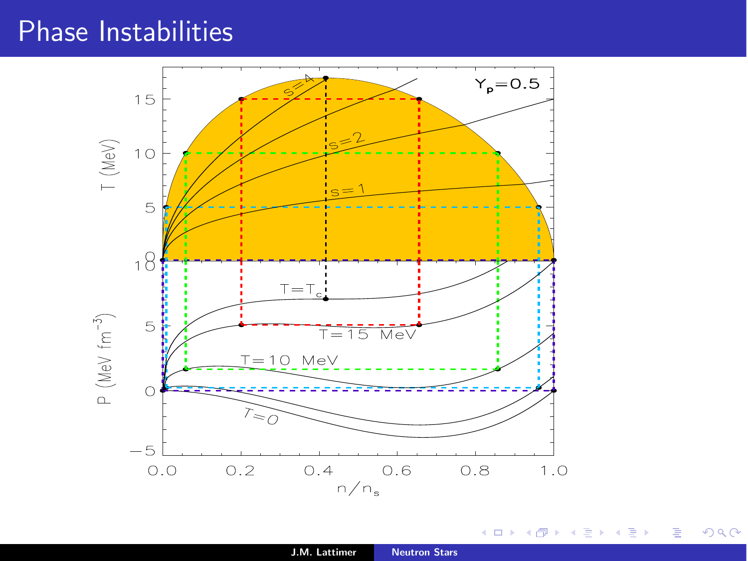# Phase Instabilities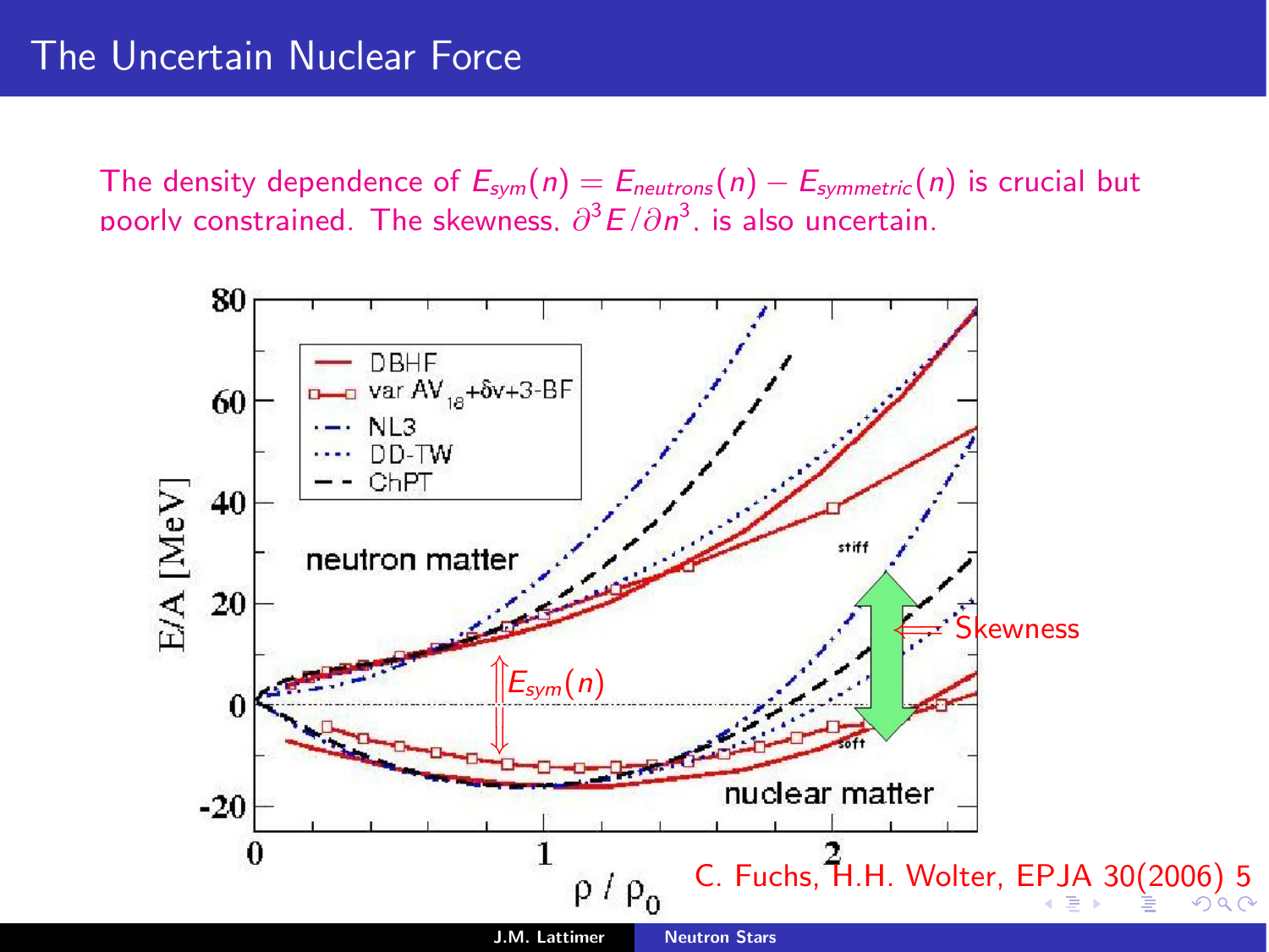# The Uncertain Nuclear Force

The density dependence of $E_{sym}(n) = E_{neutrons}(n) - E_{symmetric}(n)$ is crucial but poorly constrained. The skewness, $\partial^3 E/\partial n^3$, is also uncertain.

C. Fuchs, H.H. Wolter, EPJA 30(2006) 5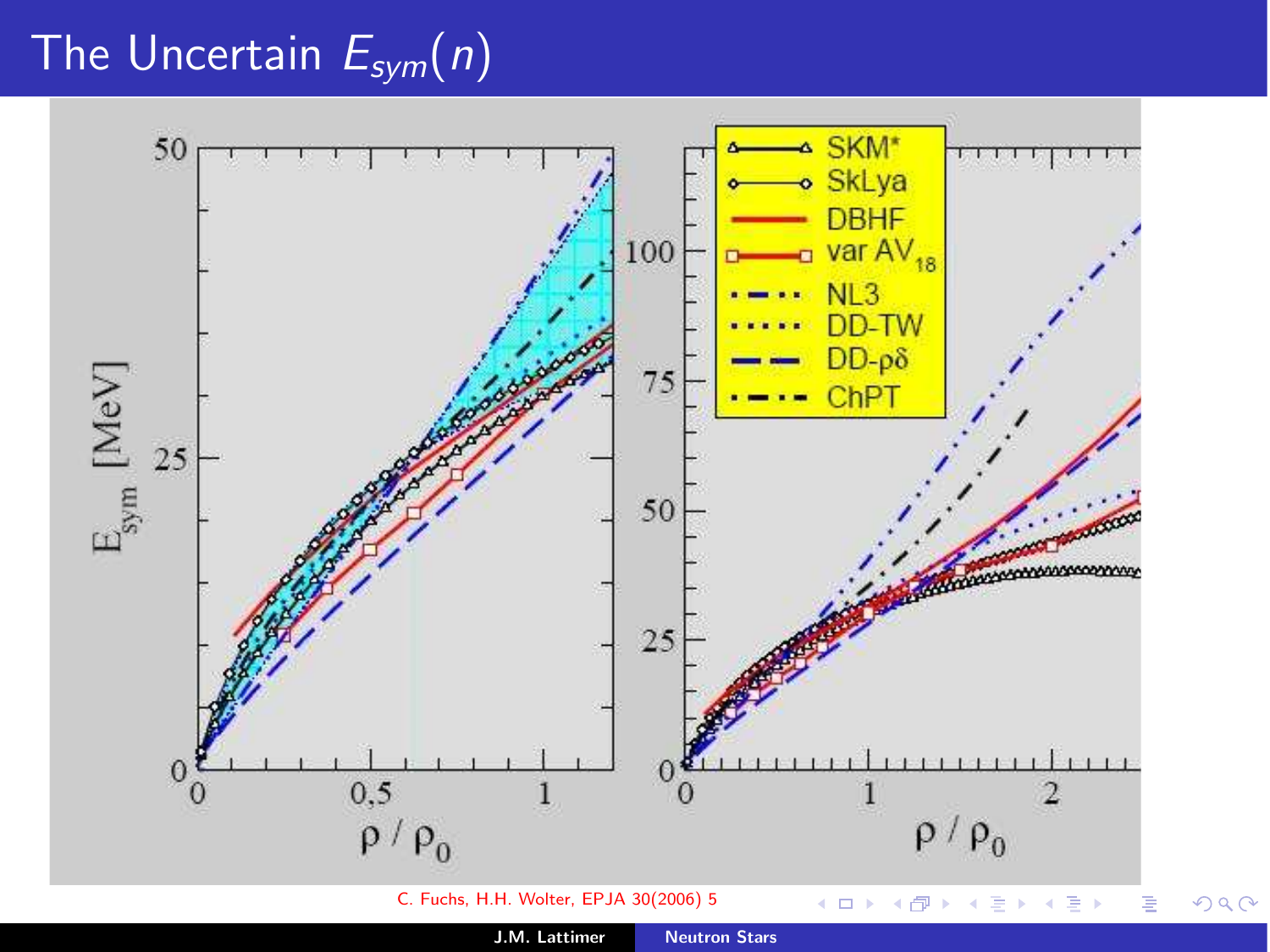# The Uncertain $E_{sym}(n)$

$E_{sym}$ [MeV]

50

25

0

0

0,5

1

$\rho / \rho_0$

100

75

50

25

0

0

1

2

$\rho / \rho_0$

SKM*

SkLya

DBHF

var $AV_{18}$

NL3

DD-TW

DD-ρδ

ChPT

C. Fuchs, H.H. Wolter, EPJA 30(2006) 5